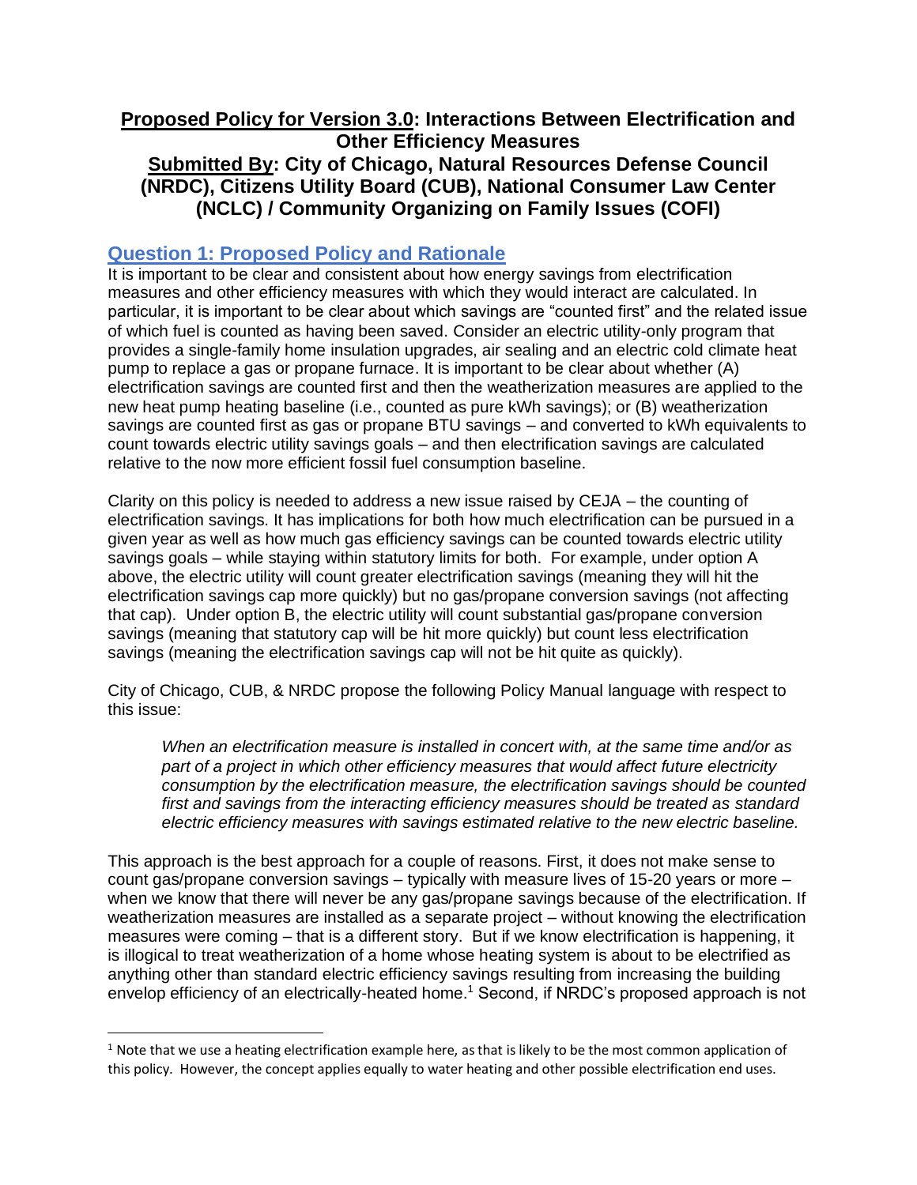**<u>Proposed Policy for Version 3.0</u>: Interactions Between Electrification and Other Efficiency Measures**
**<u>Submitted By</u>: City of Chicago, Natural Resources Defense Council (NRDC), Citizens Utility Board (CUB), National Consumer Law Center (NCLC) / Community Organizing on Family Issues (COFI)**

## Question 1: Proposed Policy and Rationale

It is important to be clear and consistent about how energy savings from electrification measures and other efficiency measures with which they would interact are calculated. In particular, it is important to be clear about which savings are "counted first" and the related issue of which fuel is counted as having been saved. Consider an electric utility-only program that provides a single-family home insulation upgrades, air sealing and an electric cold climate heat pump to replace a gas or propane furnace. It is important to be clear about whether (A) electrification savings are counted first and then the weatherization measures are applied to the new heat pump heating baseline (i.e., counted as pure kWh savings); or (B) weatherization savings are counted first as gas or propane BTU savings – and converted to kWh equivalents to count towards electric utility savings goals – and then electrification savings are calculated relative to the now more efficient fossil fuel consumption baseline.

Clarity on this policy is needed to address a new issue raised by CEJA – the counting of electrification savings. It has implications for both how much electrification can be pursued in a given year as well as how much gas efficiency savings can be counted towards electric utility savings goals – while staying within statutory limits for both. For example, under option A above, the electric utility will count greater electrification savings (meaning they will hit the electrification savings cap more quickly) but no gas/propane conversion savings (not affecting that cap). Under option B, the electric utility will count substantial gas/propane conversion savings (meaning that statutory cap will be hit more quickly) but count less electrification savings (meaning the electrification savings cap will not be hit quite as quickly).

City of Chicago, CUB, & NRDC propose the following Policy Manual language with respect to this issue:

> *When an electrification measure is installed in concert with, at the same time and/or as part of a project in which other efficiency measures that would affect future electricity consumption by the electrification measure, the electrification savings should be counted first and savings from the interacting efficiency measures should be treated as standard electric efficiency measures with savings estimated relative to the new electric baseline.*

This approach is the best approach for a couple of reasons. First, it does not make sense to count gas/propane conversion savings – typically with measure lives of 15-20 years or more – when we know that there will never be any gas/propane savings because of the electrification. If weatherization measures are installed as a separate project – without knowing the electrification measures were coming – that is a different story. But if we know electrification is happening, it is illogical to treat weatherization of a home whose heating system is about to be electrified as anything other than standard electric efficiency savings resulting from increasing the building envelop efficiency of an electrically-heated home.[1] Second, if NRDC's proposed approach is not

[1] Note that we use a heating electrification example here, as that is likely to be the most common application of this policy. However, the concept applies equally to water heating and other possible electrification end uses.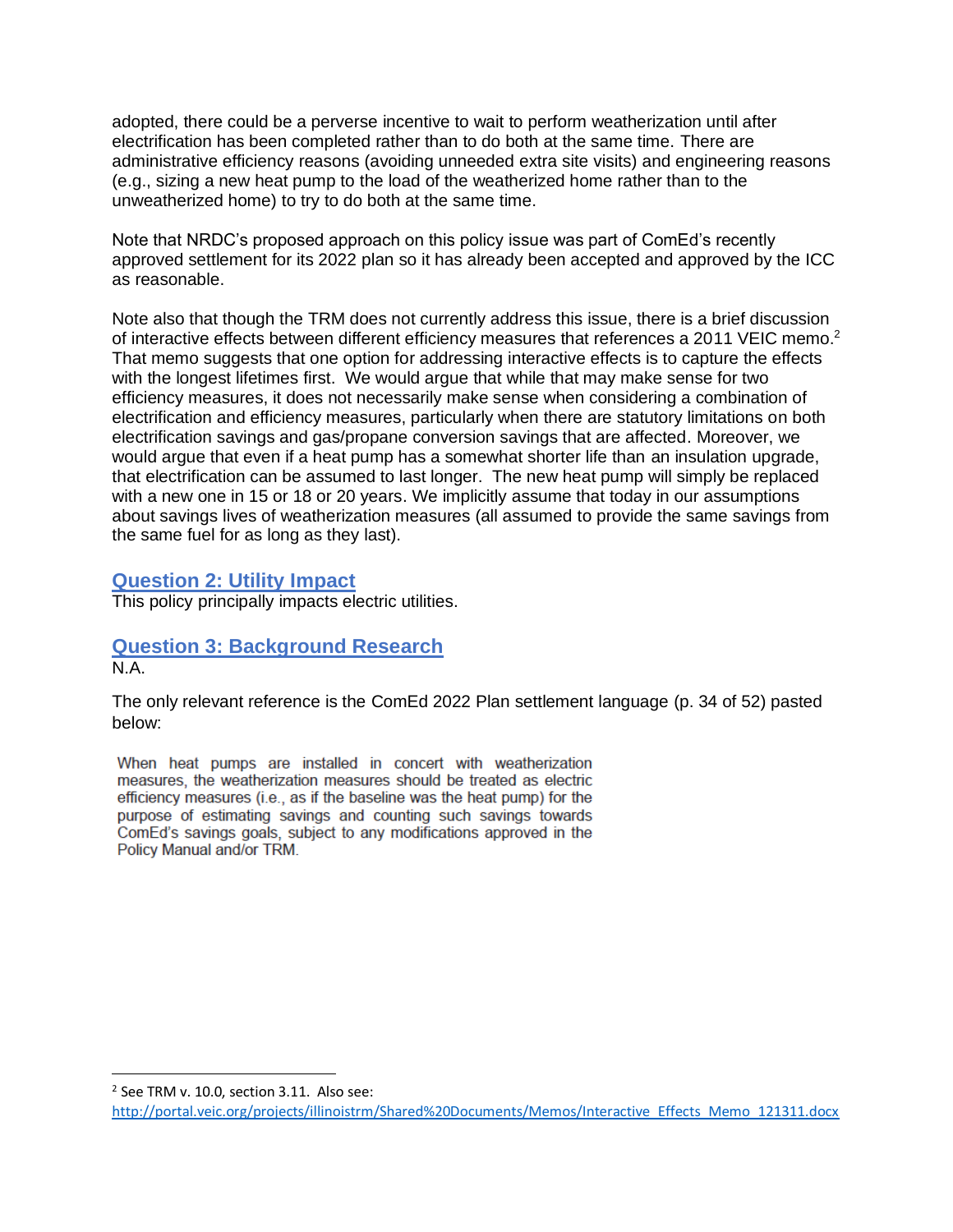adopted, there could be a perverse incentive to wait to perform weatherization until after electrification has been completed rather than to do both at the same time. There are administrative efficiency reasons (avoiding unneeded extra site visits) and engineering reasons (e.g., sizing a new heat pump to the load of the weatherized home rather than to the unweatherized home) to try to do both at the same time.

Note that NRDC's proposed approach on this policy issue was part of ComEd's recently approved settlement for its 2022 plan so it has already been accepted and approved by the ICC as reasonable.

Note also that though the TRM does not currently address this issue, there is a brief discussion of interactive effects between different efficiency measures that references a 2011 VEIC memo.[2] That memo suggests that one option for addressing interactive effects is to capture the effects with the longest lifetimes first. We would argue that while that may make sense for two efficiency measures, it does not necessarily make sense when considering a combination of electrification and efficiency measures, particularly when there are statutory limitations on both electrification savings and gas/propane conversion savings that are affected. Moreover, we would argue that even if a heat pump has a somewhat shorter life than an insulation upgrade, that electrification can be assumed to last longer. The new heat pump will simply be replaced with a new one in 15 or 18 or 20 years. We implicitly assume that today in our assumptions about savings lives of weatherization measures (all assumed to provide the same savings from the same fuel for as long as they last).

## Question 2: Utility Impact

This policy principally impacts electric utilities.

## Question 3: Background Research

N.A.

The only relevant reference is the ComEd 2022 Plan settlement language (p. 34 of 52) pasted below:

> When heat pumps are installed in concert with weatherization measures, the weatherization measures should be treated as electric efficiency measures (i.e., as if the baseline was the heat pump) for the purpose of estimating savings and counting such savings towards ComEd's savings goals, subject to any modifications approved in the Policy Manual and/or TRM.

---

[2] See TRM v. 10.0, section 3.11. Also see: http://portal.veic.org/projects/illinoistrm/Shared%20Documents/Memos/Interactive_Effects_Memo_121311.docx